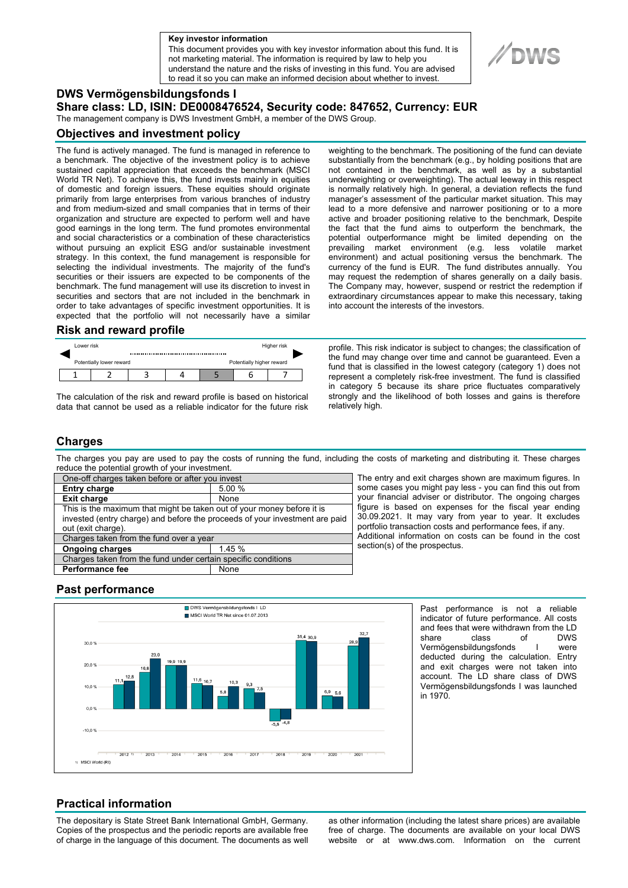**Key investor information**

This document provides you with key investor information about this fund. It is not marketing material. The information is required by law to help you understand the nature and the risks of investing in this fund. You are advised to read it so you can make an informed decision about whether to invest.

# DWS Vermögensbildungsfonds I

## Share class: LD, ISIN: DE0008476524, Security code: 847652, Currency: EUR

The management company is DWS Investment GmbH, a member of the DWS Group.

## Objectives and investment policy

The fund is actively managed. The fund is managed in reference to a benchmark. The objective of the investment policy is to achieve sustained capital appreciation that exceeds the benchmark (MSCI World TR Net). To achieve this, the fund invests mainly in equities of domestic and foreign issuers. These equities should originate primarily from large enterprises from various branches of industry and from medium-sized and small companies that in terms of their organization and structure are expected to perform well and have good earnings in the long term. The fund promotes environmental and social characteristics or a combination of these characteristics without pursuing an explicit ESG and/or sustainable investment strategy. In this context, the fund management is responsible for selecting the individual investments. The majority of the fund's securities or their issuers are expected to be components of the benchmark. The fund management will use its discretion to invest in securities and sectors that are not included in the benchmark in order to take advantages of specific investment opportunities. It is expected that the portfolio will not necessarily have a similar weighting to the benchmark. The positioning of the fund can deviate substantially from the benchmark (e.g., by holding positions that are not contained in the benchmark, as well as by a substantial underweighting or overweighting). The actual leeway in this respect is normally relatively high. In general, a deviation reflects the fund manager's assessment of the particular market situation. This may lead to a more defensive and narrower positioning or to a more active and broader positioning relative to the benchmark, Despite the fact that the fund aims to outperform the benchmark, the potential outperformance might be limited depending on the prevailing market environment (e.g. less volatile market environment) and actual positioning versus the benchmark. The currency of the fund is EUR. The fund distributes annually. You may request the redemption of shares generally on a daily basis. The Company may, however, suspend or restrict the redemption if extraordinary circumstances appear to make this necessary, taking into account the interests of the investors.

## Risk and reward profile

Lower risk — Higher risk

Potentially lower reward — Potentially higher reward

| 1 | 2 | 3 | 4 | **5** | 6 | 7 |
|---|---|---|---|---|---|---|

The calculation of the risk and reward profile is based on historical data that cannot be used as a reliable indicator for the future risk profile. This risk indicator is subject to changes; the classification of the fund may change over time and cannot be guaranteed. Even a fund that is classified in the lowest category (category 1) does not represent a completely risk-free investment. The fund is classified in category 5 because its share price fluctuates comparatively strongly and the likelihood of both losses and gains is therefore relatively high.

## Charges

The charges you pay are used to pay the costs of running the fund, including the costs of marketing and distributing it. These charges reduce the potential growth of your investment.

| One-off charges taken before or after you invest | |
|---|---|
| **Entry charge** | 5.00 % |
| **Exit charge** | None |
| This is the maximum that might be taken out of your money before it is invested (entry charge) and before the proceeds of your investment are paid out (exit charge). | |
| Charges taken from the fund over a year | |
| **Ongoing charges** | 1.45 % |
| Charges taken from the fund under certain specific conditions | |
| **Performance fee** | None |

The entry and exit charges shown are maximum figures. In some cases you might pay less - you can find this out from your financial adviser or distributor. The ongoing charges figure is based on expenses for the fiscal year ending 30.09.2021. It may vary from year to year. It excludes portfolio transaction costs and performance fees, if any. Additional information on costs can be found in the cost section(s) of the prospectus.

## Past performance

| Year | DWS Vermögensbildungsfonds I LD | MSCI World TR Net since 01.07.2013 |
|---|---|---|
| 2012 [1] | 11,1 | 12,8 |
| 2013 | 18,8 | 23,0 |
| 2014 | 19,9 | 19,9 |
| 2015 | 11,6 | 10,7 |
| 2016 | 5,8 | 10,3 |
| 2017 | 9,3 | 7,5 |
| 2018 | -5,6 | -4,8 |
| 2019 | 31,4 | 30,9 |
| 2020 | 6,0 | 5,6 |
| 2021 | 28,9 | 32,7 |

1) MSCI World (RI)

Past performance is not a reliable indicator of future performance. All costs and fees that were withdrawn from the LD share class of DWS Vermögensbildungsfonds I were deducted during the calculation. Entry and exit charges were not taken into account. The LD share class of DWS Vermögensbildungsfonds I was launched in 1970.

## Practical information

The depositary is State Street Bank International GmbH, Germany. Copies of the prospectus and the periodic reports are available free of charge in the language of this document. The documents as well as other information (including the latest share prices) are available free of charge. The documents are available on your local DWS website or at www.dws.com. Information on the current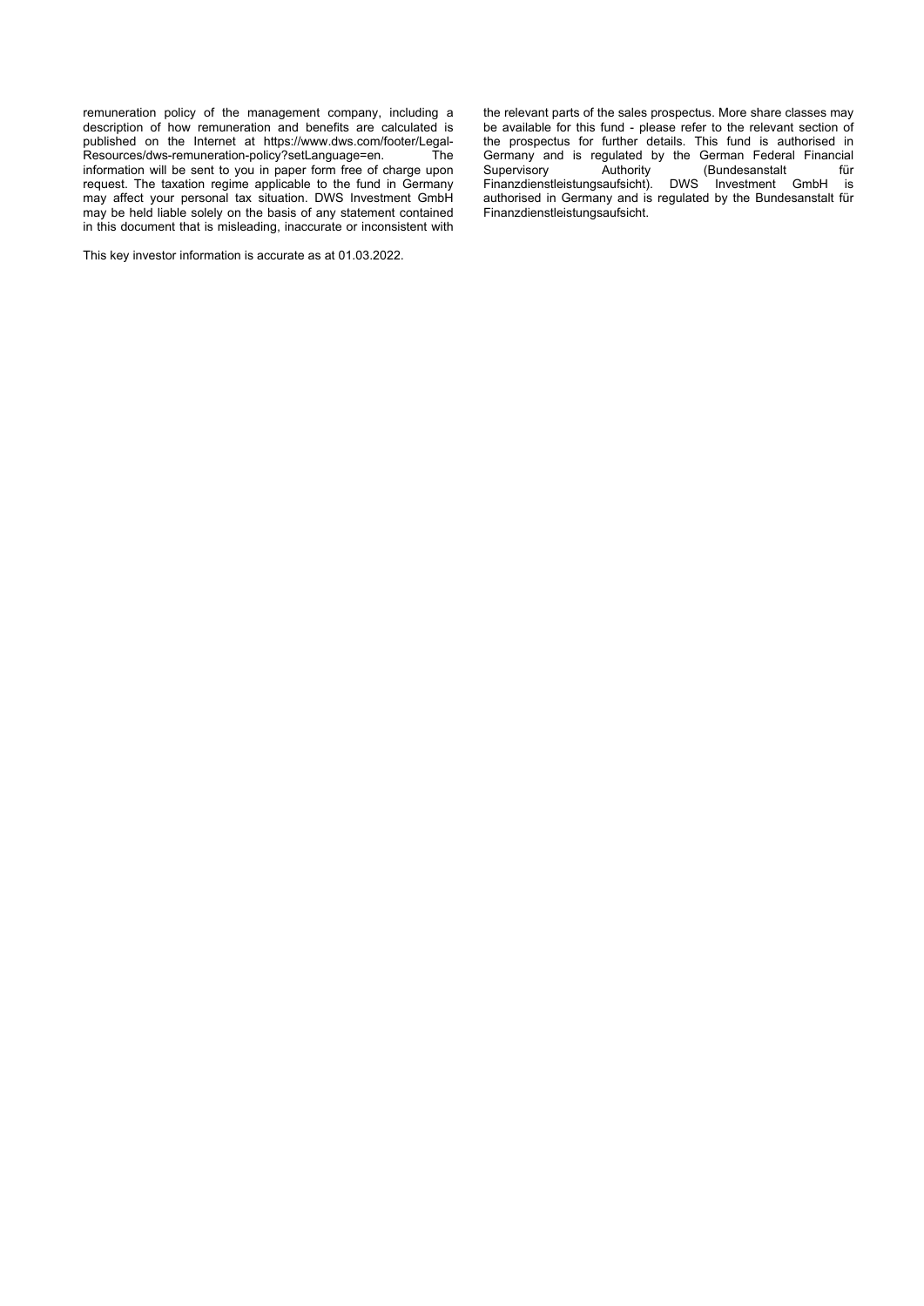remuneration policy of the management company, including a description of how remuneration and benefits are calculated is published on the Internet at https://www.dws.com/footer/Legal-Resources/dws-remuneration-policy?setLanguage=en. The information will be sent to you in paper form free of charge upon request. The taxation regime applicable to the fund in Germany may affect your personal tax situation. DWS Investment GmbH may be held liable solely on the basis of any statement contained in this document that is misleading, inaccurate or inconsistent with the relevant parts of the sales prospectus. More share classes may be available for this fund - please refer to the relevant section of the prospectus for further details. This fund is authorised in Germany and is regulated by the German Federal Financial Supervisory Authority (Bundesanstalt für Finanzdienstleistungsaufsicht). DWS Investment GmbH is authorised in Germany and is regulated by the Bundesanstalt für Finanzdienstleistungsaufsicht.

This key investor information is accurate as at 01.03.2022.